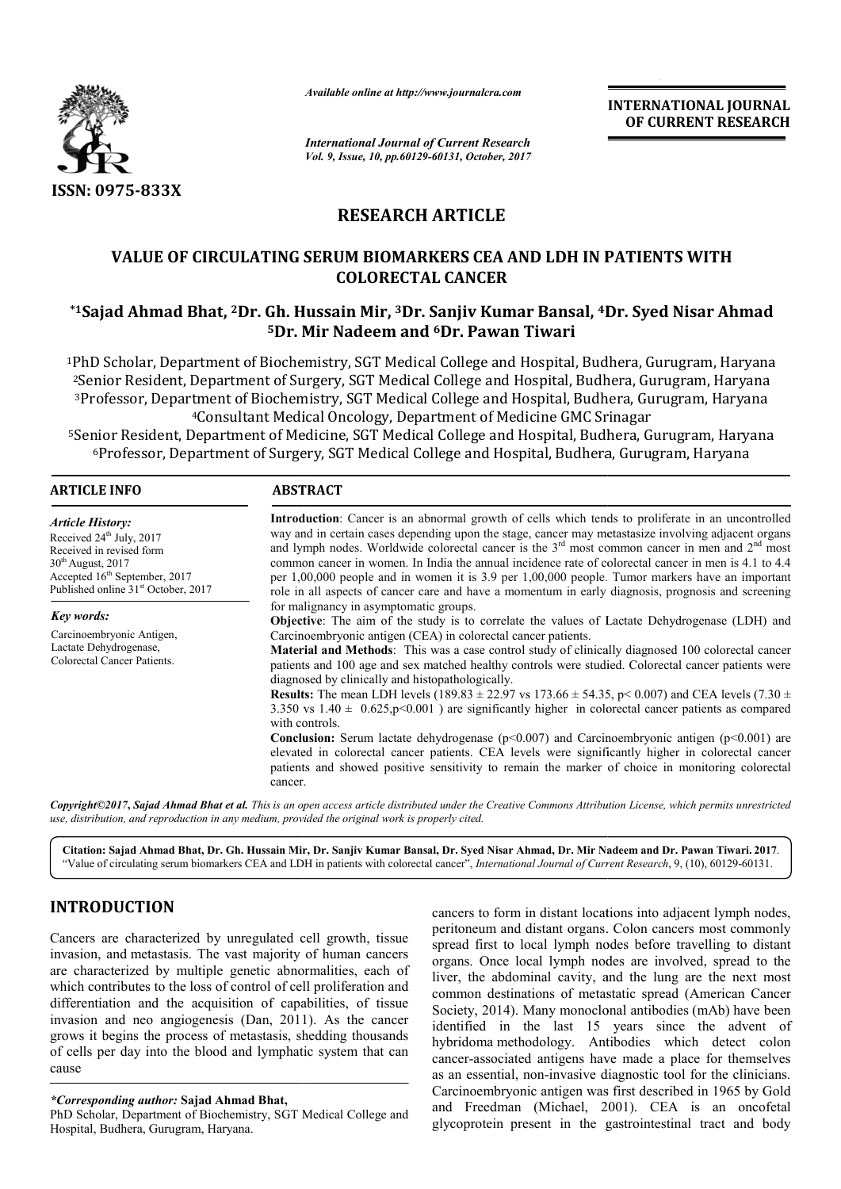*Available online at http://www.journalcra.com*

*International Journal of Current Research*
*Vol. 9, Issue, 10, pp.60129-60131, October, 2017*

**INTERNATIONAL JOURNAL OF CURRENT RESEARCH**

ISSN: 0975-833X

## RESEARCH ARTICLE

# VALUE OF CIRCULATING SERUM BIOMARKERS CEA AND LDH IN PATIENTS WITH COLORECTAL CANCER

**\*1Sajad Ahmad Bhat, 2Dr. Gh. Hussain Mir, 3Dr. Sanjiv Kumar Bansal, 4Dr. Syed Nisar Ahmad 5Dr. Mir Nadeem and 6Dr. Pawan Tiwari**

[1]PhD Scholar, Department of Biochemistry, SGT Medical College and Hospital, Budhera, Gurugram, Haryana
[2]Senior Resident, Department of Surgery, SGT Medical College and Hospital, Budhera, Gurugram, Haryana
[3]Professor, Department of Biochemistry, SGT Medical College and Hospital, Budhera, Gurugram, Haryana
[4]Consultant Medical Oncology, Department of Medicine GMC Srinagar
[5]Senior Resident, Department of Medicine, SGT Medical College and Hospital, Budhera, Gurugram, Haryana
[6]Professor, Department of Surgery, SGT Medical College and Hospital, Budhera, Gurugram, Haryana

### ARTICLE INFO

*Article History:*
Received 24th July, 2017
Received in revised form 30th August, 2017
Accepted 16th September, 2017
Published online 31st October, 2017

*Key words:*
Carcinoembryonic Antigen, Lactate Dehydrogenase, Colorectal Cancer Patients.

### ABSTRACT

**Introduction**: Cancer is an abnormal growth of cells which tends to proliferate in an uncontrolled way and in certain cases depending upon the stage, cancer may metastasize involving adjacent organs and lymph nodes. Worldwide colorectal cancer is the 3rd most common cancer in men and 2nd most common cancer in women. In India the annual incidence rate of colorectal cancer in men is 4.1 to 4.4 per 1,00,000 people and in women it is 3.9 per 1,00,000 people. Tumor markers have an important role in all aspects of cancer care and have a momentum in early diagnosis, prognosis and screening for malignancy in asymptomatic groups.

**Objective**: The aim of the study is to correlate the values of Lactate Dehydrogenase (LDH) and Carcinoembryonic antigen (CEA) in colorectal cancer patients.

**Material and Methods**: This was a case control study of clinically diagnosed 100 colorectal cancer patients and 100 age and sex matched healthy controls were studied. Colorectal cancer patients were diagnosed by clinically and histopathologically.

**Results:** The mean LDH levels ($189.83 \pm 22.97$ vs $173.66 \pm 54.35$, $p < 0.007$) and CEA levels ($7.30 \pm 3.350$ vs $1.40 \pm 0.625$, $p<0.001$ ) are significantly higher in colorectal cancer patients as compared with controls.

**Conclusion:** Serum lactate dehydrogenase ($p<0.007$) and Carcinoembryonic antigen ($p<0.001$) are elevated in colorectal cancer patients. CEA levels were significantly higher in colorectal cancer patients and showed positive sensitivity to remain the marker of choice in monitoring colorectal cancer.

***Copyright©2017, Sajad Ahmad Bhat et al.*** *This is an open access article distributed under the Creative Commons Attribution License, which permits unrestricted use, distribution, and reproduction in any medium, provided the original work is properly cited.*

**Citation: Sajad Ahmad Bhat, Dr. Gh. Hussain Mir, Dr. Sanjiv Kumar Bansal, Dr. Syed Nisar Ahmad, Dr. Mir Nadeem and Dr. Pawan Tiwari. 2017**. "Value of circulating serum biomarkers CEA and LDH in patients with colorectal cancer", *International Journal of Current Research*, 9, (10), 60129-60131.

## INTRODUCTION

Cancers are characterized by unregulated cell growth, tissue invasion, and metastasis. The vast majority of human cancers are characterized by multiple genetic abnormalities, each of which contributes to the loss of control of cell proliferation and differentiation and the acquisition of capabilities, of tissue invasion and neo angiogenesis (Dan, 2011). As the cancer grows it begins the process of metastasis, shedding thousands of cells per day into the blood and lymphatic system that can cause cancers to form in distant locations into adjacent lymph nodes, peritoneum and distant organs. Colon cancers most commonly spread first to local lymph nodes before travelling to distant organs. Once local lymph nodes are involved, spread to the liver, the abdominal cavity, and the lung are the next most common destinations of metastatic spread (American Cancer Society, 2014). Many monoclonal antibodies (mAb) have been identified in the last 15 years since the advent of hybridoma methodology. Antibodies which detect colon cancer-associated antigens have made a place for themselves as an essential, non-invasive diagnostic tool for the clinicians. Carcinoembryonic antigen was first described in 1965 by Gold and Freedman (Michael, 2001). CEA is an oncofetal glycoprotein present in the gastrointestinal tract and body

*\*Corresponding author:* **Sajad Ahmad Bhat,**
PhD Scholar, Department of Biochemistry, SGT Medical College and Hospital, Budhera, Gurugram, Haryana.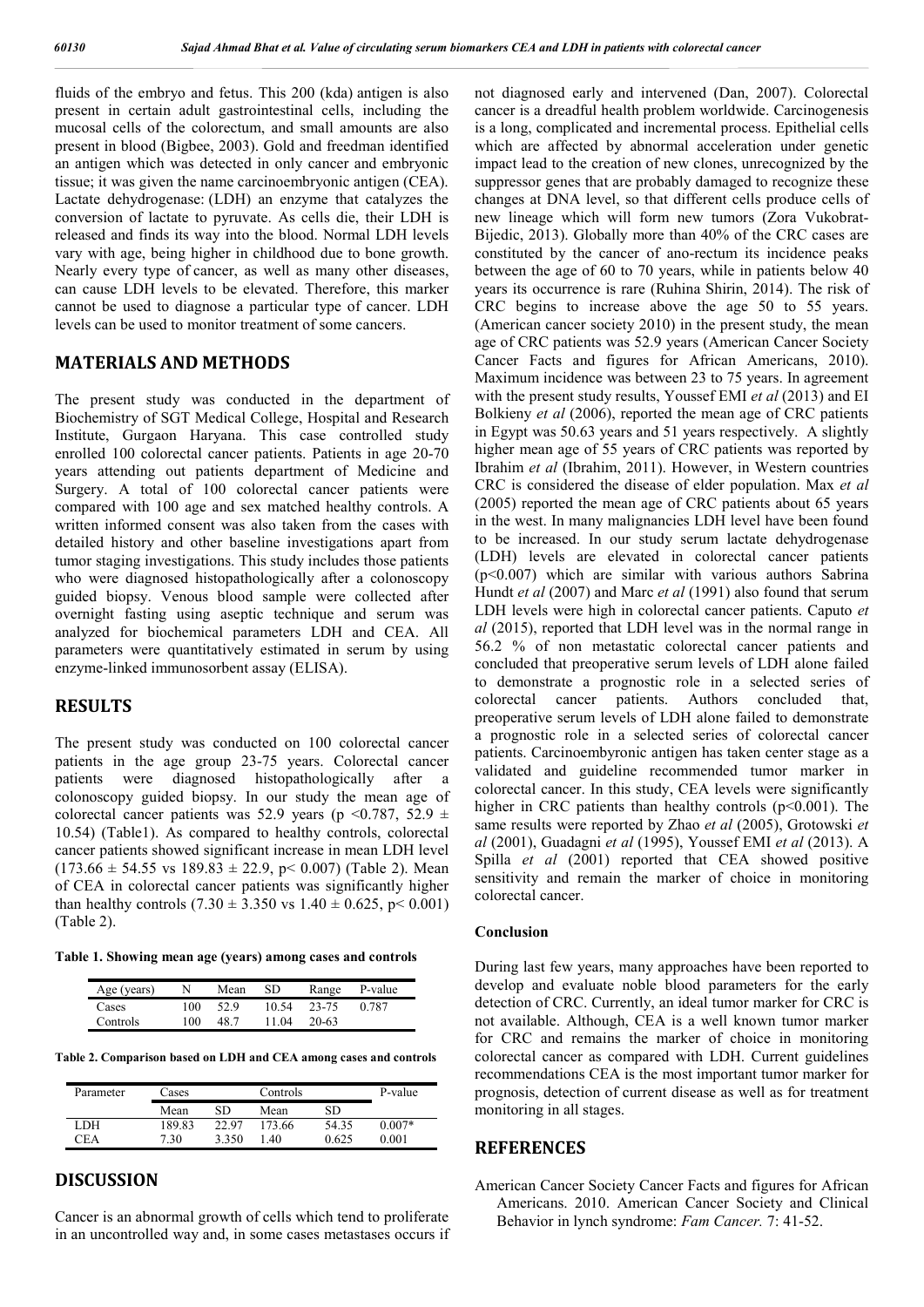fluids of the embryo and fetus. This 200 (kda) antigen is also present in certain adult gastrointestinal cells, including the mucosal cells of the colorectum, and small amounts are also present in blood (Bigbee, 2003). Gold and freedman identified an antigen which was detected in only cancer and embryonic tissue; it was given the name carcinoembryonic antigen (CEA). Lactate dehydrogenase: (LDH) an enzyme that catalyzes the conversion of lactate to pyruvate. As cells die, their LDH is released and finds its way into the blood. Normal LDH levels vary with age, being higher in childhood due to bone growth. Nearly every type of cancer, as well as many other diseases, can cause LDH levels to be elevated. Therefore, this marker cannot be used to diagnose a particular type of cancer. LDH levels can be used to monitor treatment of some cancers.

## MATERIALS AND METHODS

The present study was conducted in the department of Biochemistry of SGT Medical College, Hospital and Research Institute, Gurgaon Haryana. This case controlled study enrolled 100 colorectal cancer patients. Patients in age 20-70 years attending out patients department of Medicine and Surgery. A total of 100 colorectal cancer patients were compared with 100 age and sex matched healthy controls. A written informed consent was also taken from the cases with detailed history and other baseline investigations apart from tumor staging investigations. This study includes those patients who were diagnosed histopathologically after a colonoscopy guided biopsy. Venous blood sample were collected after overnight fasting using aseptic technique and serum was analyzed for biochemical parameters LDH and CEA. All parameters were quantitatively estimated in serum by using enzyme-linked immunosorbent assay (ELISA).

## RESULTS

The present study was conducted on 100 colorectal cancer patients in the age group 23-75 years. Colorectal cancer patients were diagnosed histopathologically after a colonoscopy guided biopsy. In our study the mean age of colorectal cancer patients was 52.9 years ($p < 0.787$, $52.9 \pm 10.54$) (Table1). As compared to healthy controls, colorectal cancer patients showed significant increase in mean LDH level ($173.66 \pm 54.55$ vs $189.83 \pm 22.9$, $p < 0.007$) (Table 2). Mean of CEA in colorectal cancer patients was significantly higher than healthy controls ($7.30 \pm 3.350$ vs $1.40 \pm 0.625$, $p < 0.001$) (Table 2).

**Table 1. Showing mean age (years) among cases and controls**

| Age (years) | N | Mean | SD | Range | P-value |
|---|---|---|---|---|---|
| Cases | 100 | 52.9 | 10.54 | 23-75 | 0.787 |
| Controls | 100 | 48.7 | 11.04 | 20-63 | |

**Table 2. Comparison based on LDH and CEA among cases and controls**

| Parameter | Cases | | Controls | | P-value |
|---|---|---|---|---|---|
| | Mean | SD | Mean | SD | |
| LDH | 189.83 | 22.97 | 173.66 | 54.35 | 0.007* |
| CEA | 7.30 | 3.350 | 1.40 | 0.625 | 0.001 |

## DISCUSSION

Cancer is an abnormal growth of cells which tend to proliferate in an uncontrolled way and, in some cases metastases occurs if not diagnosed early and intervened (Dan, 2007). Colorectal cancer is a dreadful health problem worldwide. Carcinogenesis is a long, complicated and incremental process. Epithelial cells which are affected by abnormal acceleration under genetic impact lead to the creation of new clones, unrecognized by the suppressor genes that are probably damaged to recognize these changes at DNA level, so that different cells produce cells of new lineage which will form new tumors (Zora Vukobrat-Bijedic, 2013). Globally more than 40% of the CRC cases are constituted by the cancer of ano-rectum its incidence peaks between the age of 60 to 70 years, while in patients below 40 years its occurrence is rare (Ruhina Shirin, 2014). The risk of CRC begins to increase above the age 50 to 55 years. (American cancer society 2010) in the present study, the mean age of CRC patients was 52.9 years (American Cancer Society Cancer Facts and figures for African Americans, 2010). Maximum incidence was between 23 to 75 years. In agreement with the present study results, Youssef EMI *et al* (2013) and EI Bolkieny *et al* (2006), reported the mean age of CRC patients in Egypt was 50.63 years and 51 years respectively. A slightly higher mean age of 55 years of CRC patients was reported by Ibrahim *et al* (Ibrahim, 2011). However, in Western countries CRC is considered the disease of elder population. Max *et al* (2005) reported the mean age of CRC patients about 65 years in the west. In many malignancies LDH level have been found to be increased. In our study serum lactate dehydrogenase (LDH) levels are elevated in colorectal cancer patients ($p<0.007$) which are similar with various authors Sabrina Hundt *et al* (2007) and Marc *et al* (1991) also found that serum LDH levels were high in colorectal cancer patients. Caputo *et al* (2015), reported that LDH level was in the normal range in 56.2 % of non metastatic colorectal cancer patients and concluded that preoperative serum levels of LDH alone failed to demonstrate a prognostic role in a selected series of colorectal cancer patients. Authors concluded that, preoperative serum levels of LDH alone failed to demonstrate a prognostic role in a selected series of colorectal cancer patients. Carcinoembyronic antigen has taken center stage as a validated and guideline recommended tumor marker in colorectal cancer. In this study, CEA levels were significantly higher in CRC patients than healthy controls ($p<0.001$). The same results were reported by Zhao *et al* (2005), Grotowski *et al* (2001), Guadagni *et al* (1995), Youssef EMI *et al* (2013). A Spilla *et al* (2001) reported that CEA showed positive sensitivity and remain the marker of choice in monitoring colorectal cancer.

### Conclusion

During last few years, many approaches have been reported to develop and evaluate noble blood parameters for the early detection of CRC. Currently, an ideal tumor marker for CRC is not available. Although, CEA is a well known tumor marker for CRC and remains the marker of choice in monitoring colorectal cancer as compared with LDH. Current guidelines recommendations CEA is the most important tumor marker for prognosis, detection of current disease as well as for treatment monitoring in all stages.

## REFERENCES

American Cancer Society Cancer Facts and figures for African Americans. 2010. American Cancer Society and Clinical Behavior in lynch syndrome: *Fam Cancer.* 7: 41-52.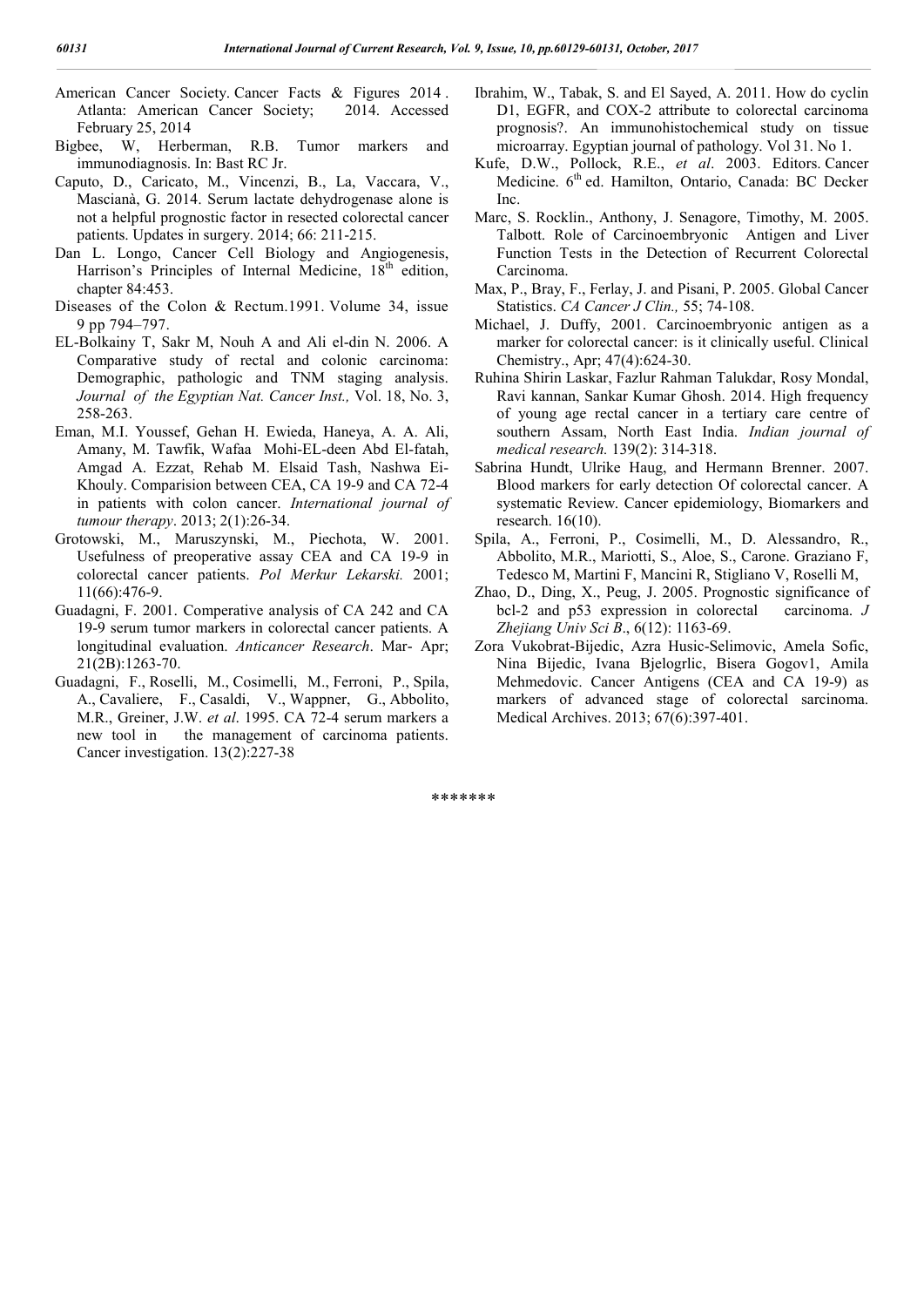American Cancer Society. Cancer Facts & Figures 2014 . Atlanta: American Cancer Society; 2014. Accessed February 25, 2014

Bigbee, W, Herberman, R.B. Tumor markers and immunodiagnosis. In: Bast RC Jr.

Caputo, D., Caricato, M., Vincenzi, B., La, Vaccara, V., Mascianà, G. 2014. Serum lactate dehydrogenase alone is not a helpful prognostic factor in resected colorectal cancer patients. Updates in surgery. 2014; 66: 211-215.

Dan L. Longo, Cancer Cell Biology and Angiogenesis, Harrison's Principles of Internal Medicine, 18th edition, chapter 84:453.

Diseases of the Colon & Rectum.1991. Volume 34, issue 9 pp 794–797.

EL-Bolkainy T, Sakr M, Nouh A and Ali el-din N. 2006. A Comparative study of rectal and colonic carcinoma: Demographic, pathologic and TNM staging analysis. *Journal of the Egyptian Nat. Cancer Inst.,* Vol. 18, No. 3, 258-263.

Eman, M.I. Youssef, Gehan H. Ewieda, Haneya, A. A. Ali, Amany, M. Tawfik, Wafaa Mohi-EL-deen Abd El-fatah, Amgad A. Ezzat, Rehab M. Elsaid Tash, Nashwa Ei-Khouly. Comparision between CEA, CA 19-9 and CA 72-4 in patients with colon cancer. *International journal of tumour therapy*. 2013; 2(1):26-34.

Grotowski, M., Maruszynski, M., Piechota, W. 2001. Usefulness of preoperative assay CEA and CA 19-9 in colorectal cancer patients. *Pol Merkur Lekarski.* 2001; 11(66):476-9.

Guadagni, F. 2001. Comperative analysis of CA 242 and CA 19-9 serum tumor markers in colorectal cancer patients. A longitudinal evaluation. *Anticancer Research*. Mar- Apr; 21(2B):1263-70.

Guadagni, F., Roselli, M., Cosimelli, M., Ferroni, P., Spila, A., Cavaliere, F., Casaldi, V., Wappner, G., Abbolito, M.R., Greiner, J.W. *et al*. 1995. CA 72-4 serum markers a new tool in the management of carcinoma patients. Cancer investigation. 13(2):227-38

Ibrahim, W., Tabak, S. and El Sayed, A. 2011. How do cyclin D1, EGFR, and COX-2 attribute to colorectal carcinoma prognosis?. An immunohistochemical study on tissue microarray. Egyptian journal of pathology. Vol 31. No 1.

Kufe, D.W., Pollock, R.E., *et al*. 2003. Editors. Cancer Medicine. 6th ed. Hamilton, Ontario, Canada: BC Decker Inc.

Marc, S. Rocklin., Anthony, J. Senagore, Timothy, M. 2005. Talbott. Role of Carcinoembryonic Antigen and Liver Function Tests in the Detection of Recurrent Colorectal Carcinoma.

Max, P., Bray, F., Ferlay, J. and Pisani, P. 2005. Global Cancer Statistics. *CA Cancer J Clin.,* 55; 74-108.

Michael, J. Duffy, 2001. Carcinoembryonic antigen as a marker for colorectal cancer: is it clinically useful. Clinical Chemistry., Apr; 47(4):624-30.

Ruhina Shirin Laskar, Fazlur Rahman Talukdar, Rosy Mondal, Ravi kannan, Sankar Kumar Ghosh. 2014. High frequency of young age rectal cancer in a tertiary care centre of southern Assam, North East India. *Indian journal of medical research.* 139(2): 314-318.

Sabrina Hundt, Ulrike Haug, and Hermann Brenner. 2007. Blood markers for early detection Of colorectal cancer. A systematic Review. Cancer epidemiology, Biomarkers and research. 16(10).

Spila, A., Ferroni, P., Cosimelli, M., D. Alessandro, R., Abbolito, M.R., Mariotti, S., Aloe, S., Carone. Graziano F, Tedesco M, Martini F, Mancini R, Stigliano V, Roselli M,

Zhao, D., Ding, X., Peug, J. 2005. Prognostic significance of bcl-2 and p53 expression in colorectal carcinoma. *J Zhejiang Univ Sci B*., 6(12): 1163-69.

Zora Vukobrat-Bijedic, Azra Husic-Selimovic, Amela Sofic, Nina Bijedic, Ivana Bjelogrlic, Bisera Gogov1, Amila Mehmedovic. Cancer Antigens (CEA and CA 19-9) as markers of advanced stage of colorectal sarcinoma. Medical Archives. 2013; 67(6):397-401.

*******